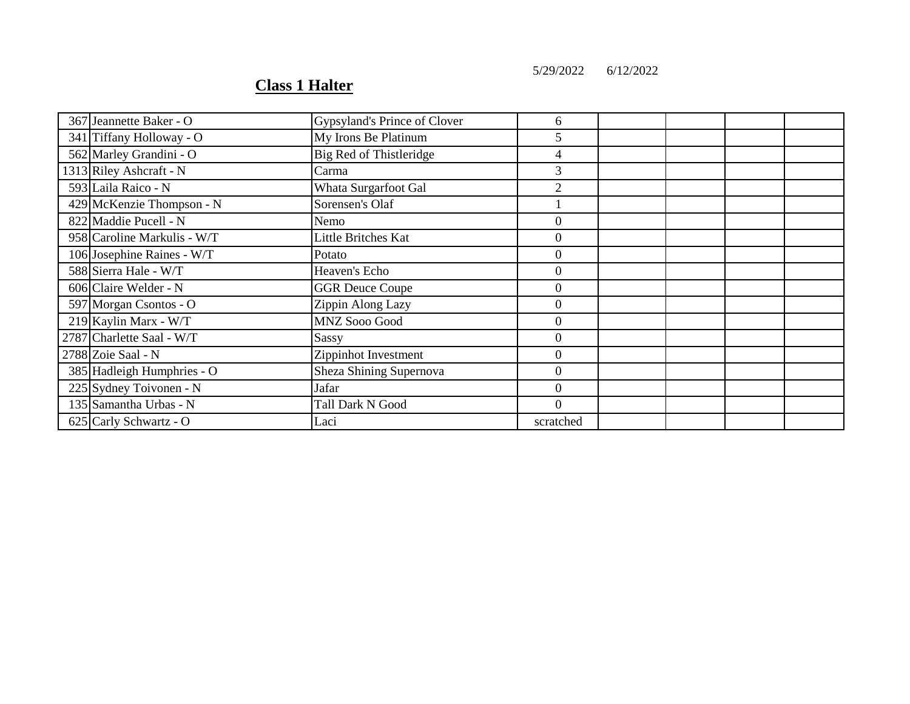## Class 1 Halter

| | | | 5/29/2022 | 6/12/2022 | | | |
|---|---|---|---|---|---|---|---|
| 367 | Jeannette Baker - O | Gypsyland's Prince of Clover | 6 | | | | |
| 341 | Tiffany Holloway - O | My Irons Be Platinum | 5 | | | | |
| 562 | Marley Grandini - O | Big Red of Thistleridge | 4 | | | | |
| 1313 | Riley Ashcraft - N | Carma | 3 | | | | |
| 593 | Laila Raico - N | Whata Surgarfoot Gal | 2 | | | | |
| 429 | McKenzie Thompson - N | Sorensen's Olaf | 1 | | | | |
| 822 | Maddie Pucell - N | Nemo | 0 | | | | |
| 958 | Caroline Markulis - W/T | Little Britches Kat | 0 | | | | |
| 106 | Josephine Raines - W/T | Potato | 0 | | | | |
| 588 | Sierra Hale - W/T | Heaven's Echo | 0 | | | | |
| 606 | Claire Welder - N | GGR Deuce Coupe | 0 | | | | |
| 597 | Morgan Csontos - O | Zippin Along Lazy | 0 | | | | |
| 219 | Kaylin Marx - W/T | MNZ Sooo Good | 0 | | | | |
| 2787 | Charlette Saal - W/T | Sassy | 0 | | | | |
| 2788 | Zoie Saal - N | Zippinhot Investment | 0 | | | | |
| 385 | Hadleigh Humphries - O | Sheza Shining Supernova | 0 | | | | |
| 225 | Sydney Toivonen - N | Jafar | 0 | | | | |
| 135 | Samantha Urbas - N | Tall Dark N Good | 0 | | | | |
| 625 | Carly Schwartz - O | Laci | scratched | | | | |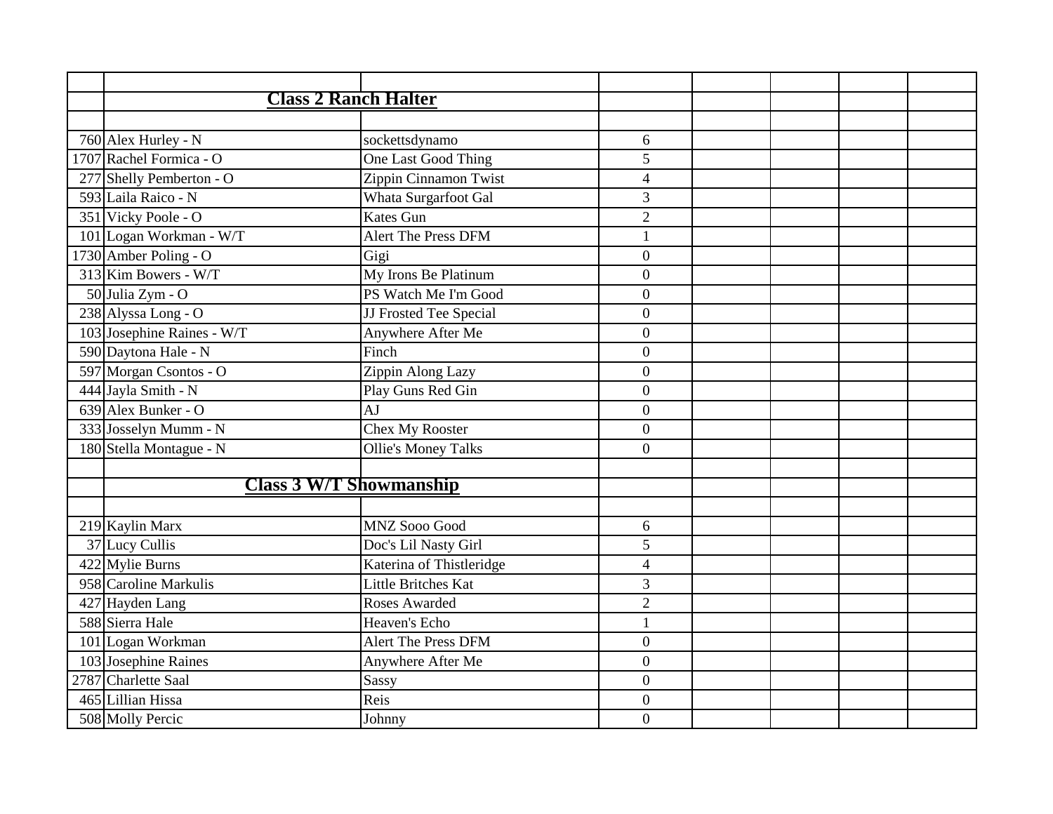| | | | | | | | |
|---|---|---|---|---|---|---|---|
| | **Class 2 Ranch Halter** | | | | | | |
| | | | | | | | |
| 760 | Alex Hurley - N | sockettsdynamo | 6 | | | | |
| 1707 | Rachel Formica - O | One Last Good Thing | 5 | | | | |
| 277 | Shelly Pemberton - O | Zippin Cinnamon Twist | 4 | | | | |
| 593 | Laila Raico - N | Whata Surgarfoot Gal | 3 | | | | |
| 351 | Vicky Poole - O | Kates Gun | 2 | | | | |
| 101 | Logan Workman - W/T | Alert The Press DFM | 1 | | | | |
| 1730 | Amber Poling - O | Gigi | 0 | | | | |
| 313 | Kim Bowers - W/T | My Irons Be Platinum | 0 | | | | |
| 50 | Julia Zym - O | PS Watch Me I'm Good | 0 | | | | |
| 238 | Alyssa Long - O | JJ Frosted Tee Special | 0 | | | | |
| 103 | Josephine Raines - W/T | Anywhere After Me | 0 | | | | |
| 590 | Daytona Hale - N | Finch | 0 | | | | |
| 597 | Morgan Csontos - O | Zippin Along Lazy | 0 | | | | |
| 444 | Jayla Smith - N | Play Guns Red Gin | 0 | | | | |
| 639 | Alex Bunker - O | AJ | 0 | | | | |
| 333 | Josselyn Mumm - N | Chex My Rooster | 0 | | | | |
| 180 | Stella Montague - N | Ollie's Money Talks | 0 | | | | |
| | | | | | | | |
| | **Class 3 W/T Showmanship** | | | | | | |
| | | | | | | | |
| 219 | Kaylin Marx | MNZ Sooo Good | 6 | | | | |
| 37 | Lucy Cullis | Doc's Lil Nasty Girl | 5 | | | | |
| 422 | Mylie Burns | Katerina of Thistleridge | 4 | | | | |
| 958 | Caroline Markulis | Little Britches Kat | 3 | | | | |
| 427 | Hayden Lang | Roses Awarded | 2 | | | | |
| 588 | Sierra Hale | Heaven's Echo | 1 | | | | |
| 101 | Logan Workman | Alert The Press DFM | 0 | | | | |
| 103 | Josephine Raines | Anywhere After Me | 0 | | | | |
| 2787 | Charlette Saal | Sassy | 0 | | | | |
| 465 | Lillian Hissa | Reis | 0 | | | | |
| 508 | Molly Percic | Johnny | 0 | | | | |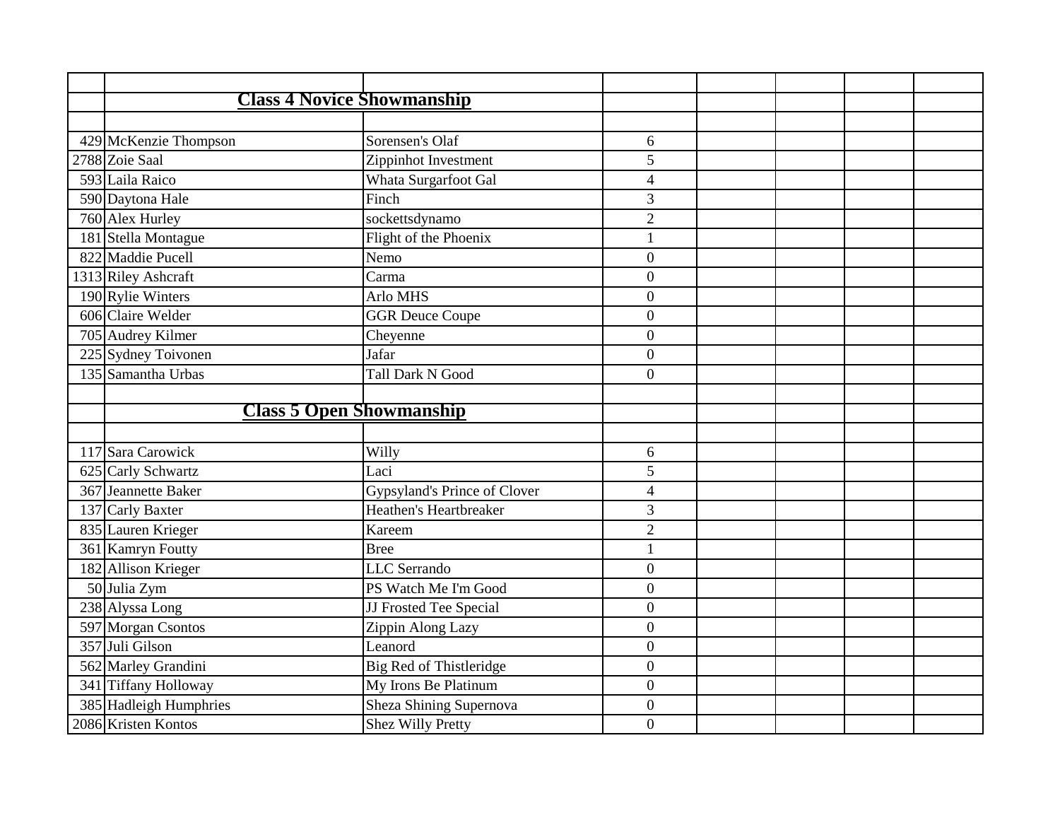| | | | | | | | |
|---|---|---|---|---|---|---|---|
| | **Class 4 Novice Showmanship** | | | | | | |
| | | | | | | | |
| 429 | McKenzie Thompson | Sorensen's Olaf | 6 | | | | |
| 2788 | Zoie Saal | Zippinhot Investment | 5 | | | | |
| 593 | Laila Raico | Whata Surgarfoot Gal | 4 | | | | |
| 590 | Daytona Hale | Finch | 3 | | | | |
| 760 | Alex Hurley | sockettsdynamo | 2 | | | | |
| 181 | Stella Montague | Flight of the Phoenix | 1 | | | | |
| 822 | Maddie Pucell | Nemo | 0 | | | | |
| 1313 | Riley Ashcraft | Carma | 0 | | | | |
| 190 | Rylie Winters | Arlo MHS | 0 | | | | |
| 606 | Claire Welder | GGR Deuce Coupe | 0 | | | | |
| 705 | Audrey Kilmer | Cheyenne | 0 | | | | |
| 225 | Sydney Toivonen | Jafar | 0 | | | | |
| 135 | Samantha Urbas | Tall Dark N Good | 0 | | | | |
| | | | | | | | |
| | **Class 5 Open Showmanship** | | | | | | |
| | | | | | | | |
| 117 | Sara Carowick | Willy | 6 | | | | |
| 625 | Carly Schwartz | Laci | 5 | | | | |
| 367 | Jeannette Baker | Gypsyland's Prince of Clover | 4 | | | | |
| 137 | Carly Baxter | Heathen's Heartbreaker | 3 | | | | |
| 835 | Lauren Krieger | Kareem | 2 | | | | |
| 361 | Kamryn Foutty | Bree | 1 | | | | |
| 182 | Allison Krieger | LLC Serrando | 0 | | | | |
| 50 | Julia Zym | PS Watch Me I'm Good | 0 | | | | |
| 238 | Alyssa Long | JJ Frosted Tee Special | 0 | | | | |
| 597 | Morgan Csontos | Zippin Along Lazy | 0 | | | | |
| 357 | Juli Gilson | Leanord | 0 | | | | |
| 562 | Marley Grandini | Big Red of Thistleridge | 0 | | | | |
| 341 | Tiffany Holloway | My Irons Be Platinum | 0 | | | | |
| 385 | Hadleigh Humphries | Sheza Shining Supernova | 0 | | | | |
| 2086 | Kristen Kontos | Shez Willy Pretty | 0 | | | | |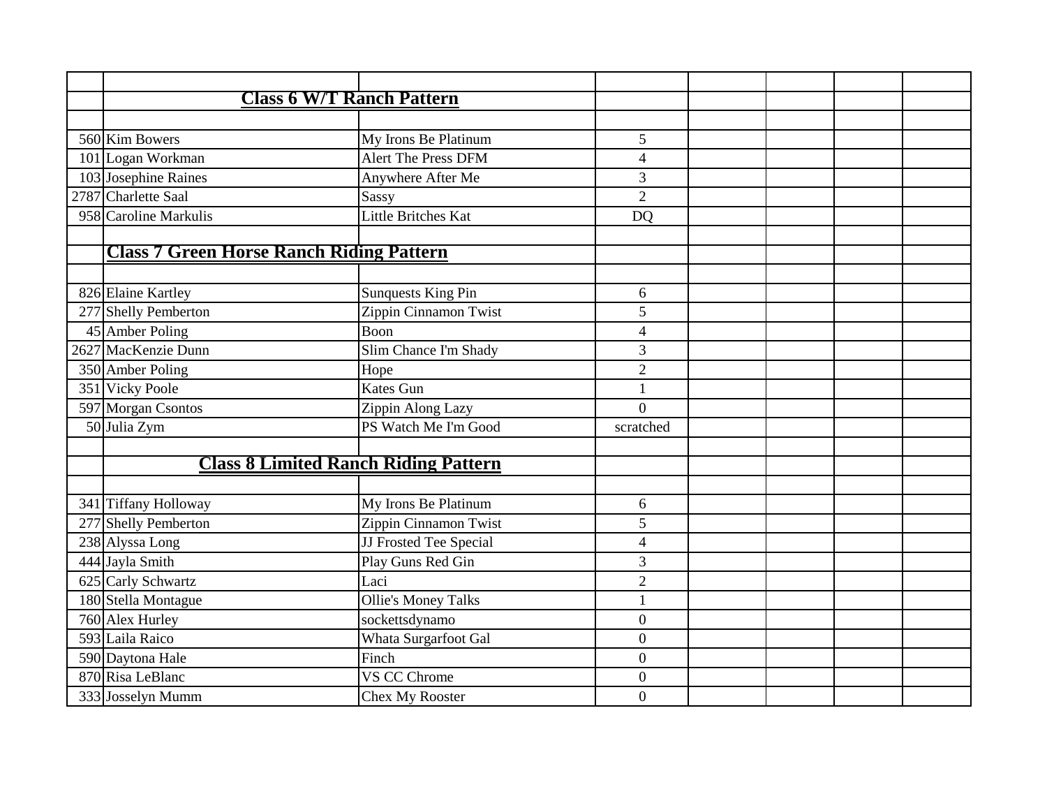### Class 6 W/T Ranch Pattern

| | | | |
|---|---|---|---|
| 560 | Kim Bowers | My Irons Be Platinum | 5 |
| 101 | Logan Workman | Alert The Press DFM | 4 |
| 103 | Josephine Raines | Anywhere After Me | 3 |
| 2787 | Charlette Saal | Sassy | 2 |
| 958 | Caroline Markulis | Little Britches Kat | DQ |

### Class 7 Green Horse Ranch Riding Pattern

| | | | |
|---|---|---|---|
| 826 | Elaine Kartley | Sunquests King Pin | 6 |
| 277 | Shelly Pemberton | Zippin Cinnamon Twist | 5 |
| 45 | Amber Poling | Boon | 4 |
| 2627 | MacKenzie Dunn | Slim Chance I'm Shady | 3 |
| 350 | Amber Poling | Hope | 2 |
| 351 | Vicky Poole | Kates Gun | 1 |
| 597 | Morgan Csontos | Zippin Along Lazy | 0 |
| 50 | Julia Zym | PS Watch Me I'm Good | scratched |

### Class 8 Limited Ranch Riding Pattern

| | | | |
|---|---|---|---|
| 341 | Tiffany Holloway | My Irons Be Platinum | 6 |
| 277 | Shelly Pemberton | Zippin Cinnamon Twist | 5 |
| 238 | Alyssa Long | JJ Frosted Tee Special | 4 |
| 444 | Jayla Smith | Play Guns Red Gin | 3 |
| 625 | Carly Schwartz | Laci | 2 |
| 180 | Stella Montague | Ollie's Money Talks | 1 |
| 760 | Alex Hurley | sockettsdynamo | 0 |
| 593 | Laila Raico | Whata Surgarfoot Gal | 0 |
| 590 | Daytona Hale | Finch | 0 |
| 870 | Risa LeBlanc | VS CC Chrome | 0 |
| 333 | Josselyn Mumm | Chex My Rooster | 0 |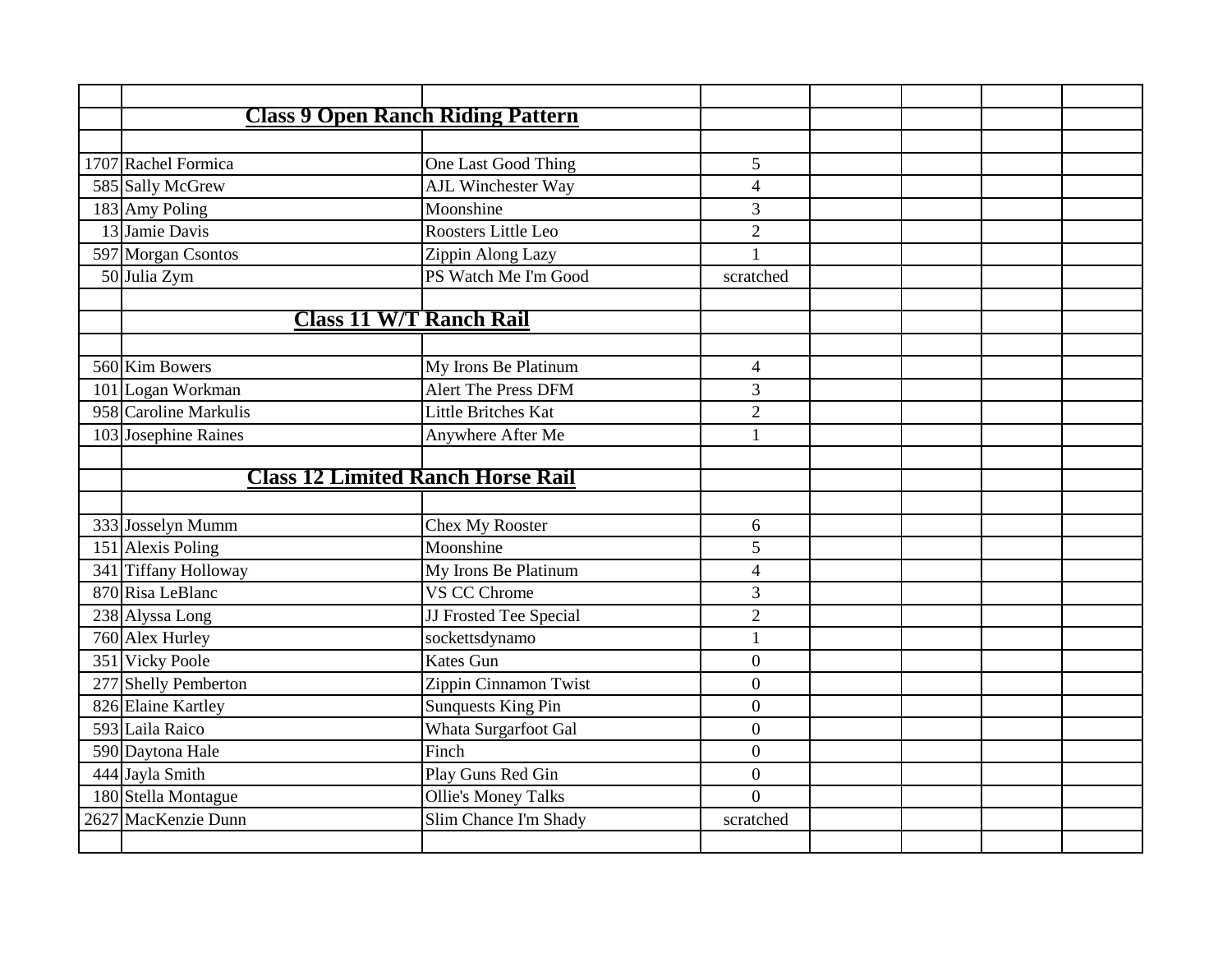## Class 9 Open Ranch Riding Pattern

| | | | |
|---|---|---|---|
| 1707 | Rachel Formica | One Last Good Thing | 5 |
| 585 | Sally McGrew | AJL Winchester Way | 4 |
| 183 | Amy Poling | Moonshine | 3 |
| 13 | Jamie Davis | Roosters Little Leo | 2 |
| 597 | Morgan Csontos | Zippin Along Lazy | 1 |
| 50 | Julia Zym | PS Watch Me I'm Good | scratched |

## Class 11 W/T Ranch Rail

| | | | |
|---|---|---|---|
| 560 | Kim Bowers | My Irons Be Platinum | 4 |
| 101 | Logan Workman | Alert The Press DFM | 3 |
| 958 | Caroline Markulis | Little Britches Kat | 2 |
| 103 | Josephine Raines | Anywhere After Me | 1 |

## Class 12 Limited Ranch Horse Rail

| | | | |
|---|---|---|---|
| 333 | Josselyn Mumm | Chex My Rooster | 6 |
| 151 | Alexis Poling | Moonshine | 5 |
| 341 | Tiffany Holloway | My Irons Be Platinum | 4 |
| 870 | Risa LeBlanc | VS CC Chrome | 3 |
| 238 | Alyssa Long | JJ Frosted Tee Special | 2 |
| 760 | Alex Hurley | sockettsdynamo | 1 |
| 351 | Vicky Poole | Kates Gun | 0 |
| 277 | Shelly Pemberton | Zippin Cinnamon Twist | 0 |
| 826 | Elaine Kartley | Sunquests King Pin | 0 |
| 593 | Laila Raico | Whata Surgarfoot Gal | 0 |
| 590 | Daytona Hale | Finch | 0 |
| 444 | Jayla Smith | Play Guns Red Gin | 0 |
| 180 | Stella Montague | Ollie's Money Talks | 0 |
| 2627 | MacKenzie Dunn | Slim Chance I'm Shady | scratched |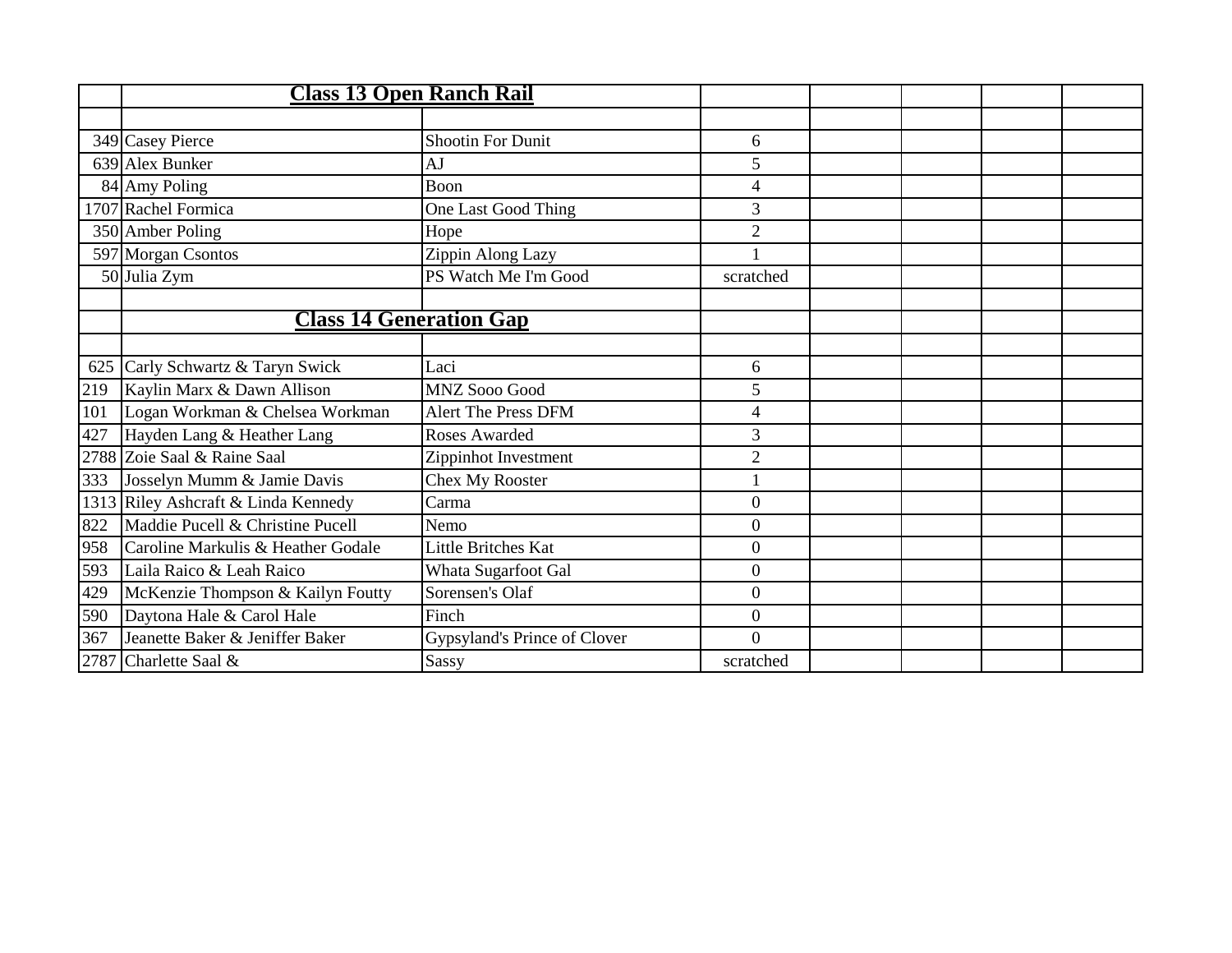| | Class 13 Open Ranch Rail | | | | | | |
|---|---|---|---|---|---|---|---|
| | | | | | | | |
| 349 | Casey Pierce | Shootin For Dunit | 6 | | | | |
| 639 | Alex Bunker | AJ | 5 | | | | |
| 84 | Amy Poling | Boon | 4 | | | | |
| 1707 | Rachel Formica | One Last Good Thing | 3 | | | | |
| 350 | Amber Poling | Hope | 2 | | | | |
| 597 | Morgan Csontos | Zippin Along Lazy | 1 | | | | |
| 50 | Julia Zym | PS Watch Me I'm Good | scratched | | | | |
| | | | | | | | |
| | **Class 14 Generation Gap** | | | | | | |
| | | | | | | | |
| 625 | Carly Schwartz & Taryn Swick | Laci | 6 | | | | |
| 219 | Kaylin Marx & Dawn Allison | MNZ Sooo Good | 5 | | | | |
| 101 | Logan Workman & Chelsea Workman | Alert The Press DFM | 4 | | | | |
| 427 | Hayden Lang & Heather Lang | Roses Awarded | 3 | | | | |
| 2788 | Zoie Saal & Raine Saal | Zippinhot Investment | 2 | | | | |
| 333 | Josselyn Mumm & Jamie Davis | Chex My Rooster | 1 | | | | |
| 1313 | Riley Ashcraft & Linda Kennedy | Carma | 0 | | | | |
| 822 | Maddie Pucell & Christine Pucell | Nemo | 0 | | | | |
| 958 | Caroline Markulis & Heather Godale | Little Britches Kat | 0 | | | | |
| 593 | Laila Raico & Leah Raico | Whata Sugarfoot Gal | 0 | | | | |
| 429 | McKenzie Thompson & Kailyn Foutty | Sorensen's Olaf | 0 | | | | |
| 590 | Daytona Hale & Carol Hale | Finch | 0 | | | | |
| 367 | Jeanette Baker & Jeniffer Baker | Gypsyland's Prince of Clover | 0 | | | | |
| 2787 | Charlette Saal & | Sassy | scratched | | | | |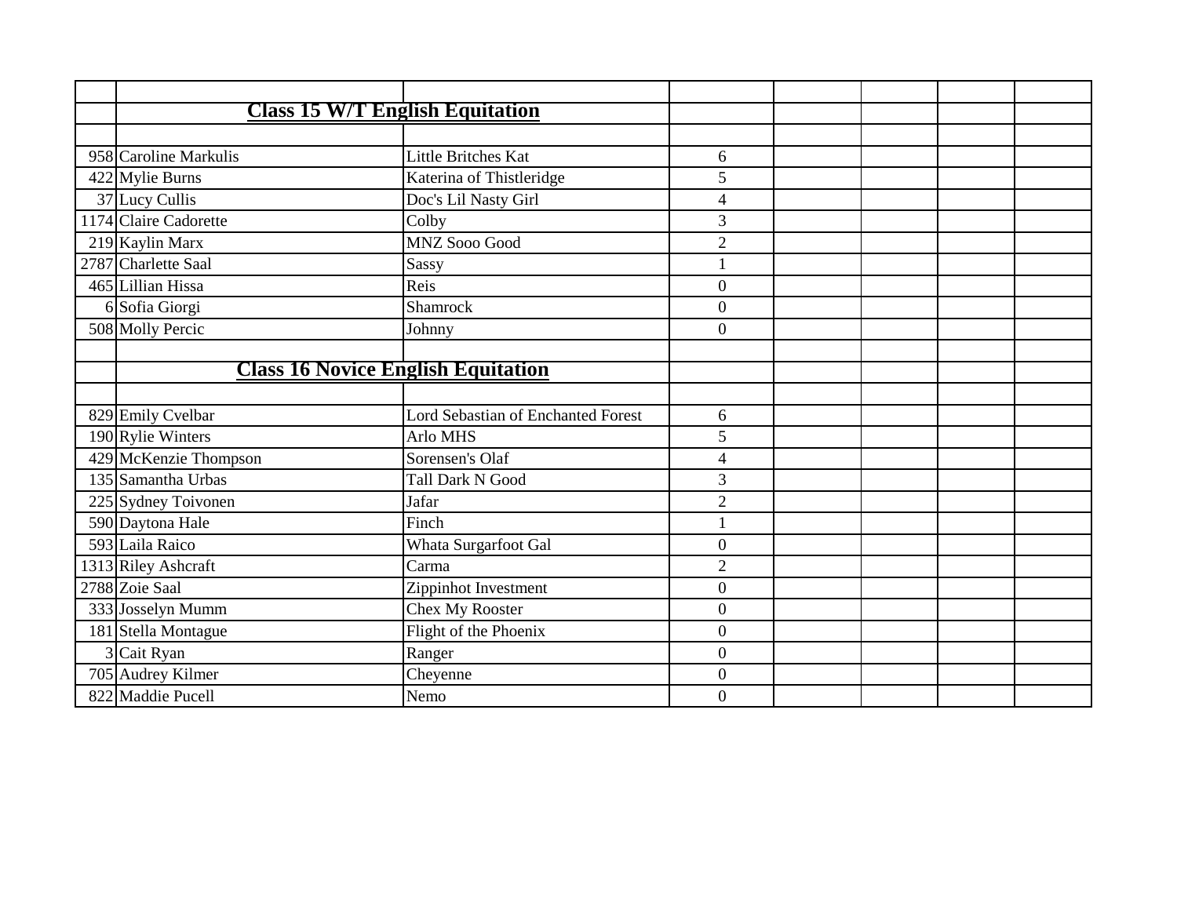| | | | | | | | |
|---|---|---|---|---|---|---|---|
| | **Class 15 W/T English Equitation** | | | | | | |
| | | | | | | | |
| 958 | Caroline Markulis | Little Britches Kat | 6 | | | | |
| 422 | Mylie Burns | Katerina of Thistleridge | 5 | | | | |
| 37 | Lucy Cullis | Doc's Lil Nasty Girl | 4 | | | | |
| 1174 | Claire Cadorette | Colby | 3 | | | | |
| 219 | Kaylin Marx | MNZ Sooo Good | 2 | | | | |
| 2787 | Charlette Saal | Sassy | 1 | | | | |
| 465 | Lillian Hissa | Reis | 0 | | | | |
| 6 | Sofia Giorgi | Shamrock | 0 | | | | |
| 508 | Molly Percic | Johnny | 0 | | | | |
| | | | | | | | |
| | **Class 16 Novice English Equitation** | | | | | | |
| | | | | | | | |
| 829 | Emily Cvelbar | Lord Sebastian of Enchanted Forest | 6 | | | | |
| 190 | Rylie Winters | Arlo MHS | 5 | | | | |
| 429 | McKenzie Thompson | Sorensen's Olaf | 4 | | | | |
| 135 | Samantha Urbas | Tall Dark N Good | 3 | | | | |
| 225 | Sydney Toivonen | Jafar | 2 | | | | |
| 590 | Daytona Hale | Finch | 1 | | | | |
| 593 | Laila Raico | Whata Surgarfoot Gal | 0 | | | | |
| 1313 | Riley Ashcraft | Carma | 2 | | | | |
| 2788 | Zoie Saal | Zippinhot Investment | 0 | | | | |
| 333 | Josselyn Mumm | Chex My Rooster | 0 | | | | |
| 181 | Stella Montague | Flight of the Phoenix | 0 | | | | |
| 3 | Cait Ryan | Ranger | 0 | | | | |
| 705 | Audrey Kilmer | Cheyenne | 0 | | | | |
| 822 | Maddie Pucell | Nemo | 0 | | | | |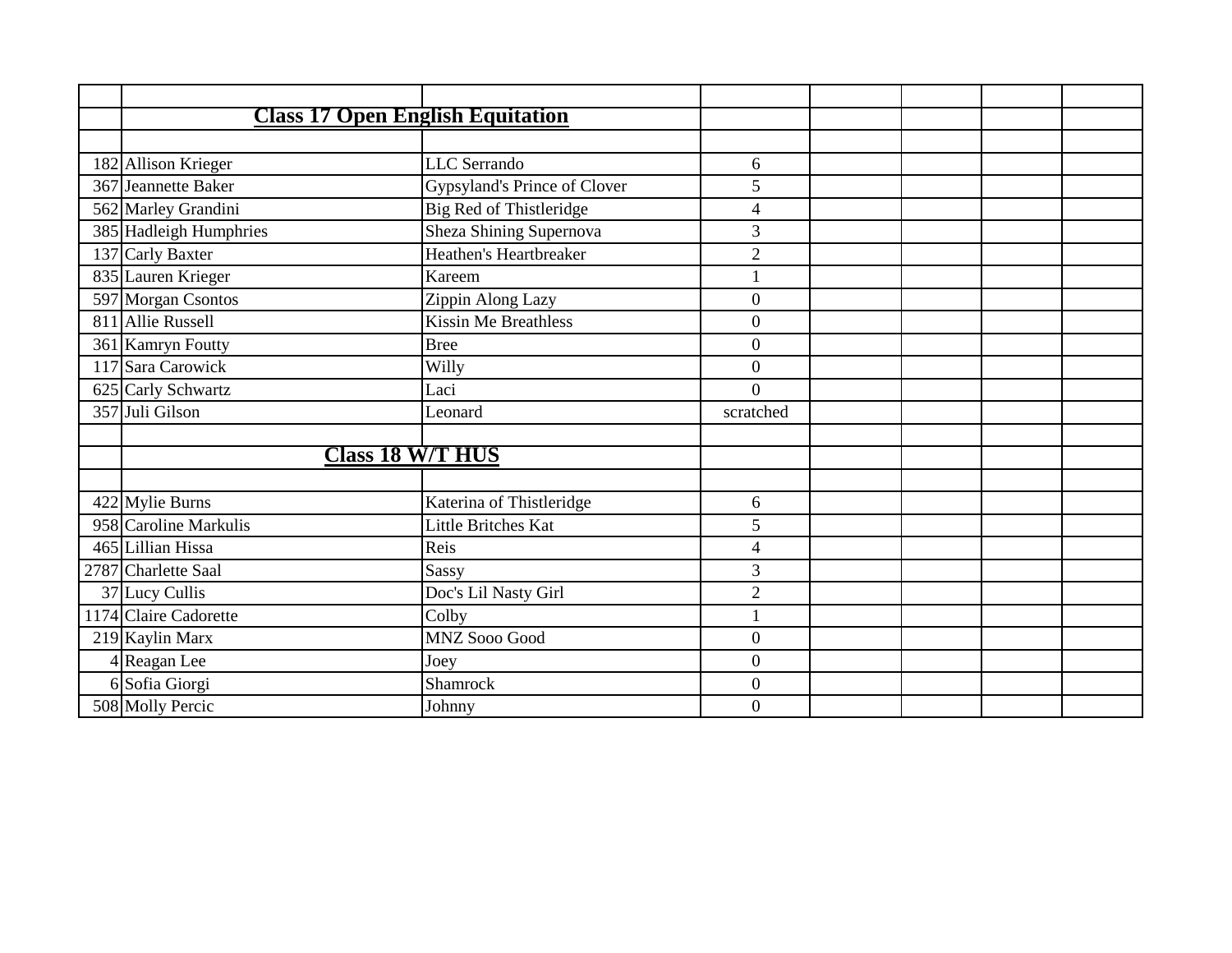| | | | | | | | |
|---|---|---|---|---|---|---|---|
| | **Class 17 Open English Equitation** | | | | | | |
| | | | | | | | |
| 182 | Allison Krieger | LLC Serrando | 6 | | | | |
| 367 | Jeannette Baker | Gypsyland's Prince of Clover | 5 | | | | |
| 562 | Marley Grandini | Big Red of Thistleridge | 4 | | | | |
| 385 | Hadleigh Humphries | Sheza Shining Supernova | 3 | | | | |
| 137 | Carly Baxter | Heathen's Heartbreaker | 2 | | | | |
| 835 | Lauren Krieger | Kareem | 1 | | | | |
| 597 | Morgan Csontos | Zippin Along Lazy | 0 | | | | |
| 811 | Allie Russell | Kissin Me Breathless | 0 | | | | |
| 361 | Kamryn Foutty | Bree | 0 | | | | |
| 117 | Sara Carowick | Willy | 0 | | | | |
| 625 | Carly Schwartz | Laci | 0 | | | | |
| 357 | Juli Gilson | Leonard | scratched | | | | |
| | | | | | | | |
| | **Class 18 W/T HUS** | | | | | | |
| | | | | | | | |
| 422 | Mylie Burns | Katerina of Thistleridge | 6 | | | | |
| 958 | Caroline Markulis | Little Britches Kat | 5 | | | | |
| 465 | Lillian Hissa | Reis | 4 | | | | |
| 2787 | Charlette Saal | Sassy | 3 | | | | |
| 37 | Lucy Cullis | Doc's Lil Nasty Girl | 2 | | | | |
| 1174 | Claire Cadorette | Colby | 1 | | | | |
| 219 | Kaylin Marx | MNZ Sooo Good | 0 | | | | |
| 4 | Reagan Lee | Joey | 0 | | | | |
| 6 | Sofia Giorgi | Shamrock | 0 | | | | |
| 508 | Molly Percic | Johnny | 0 | | | | |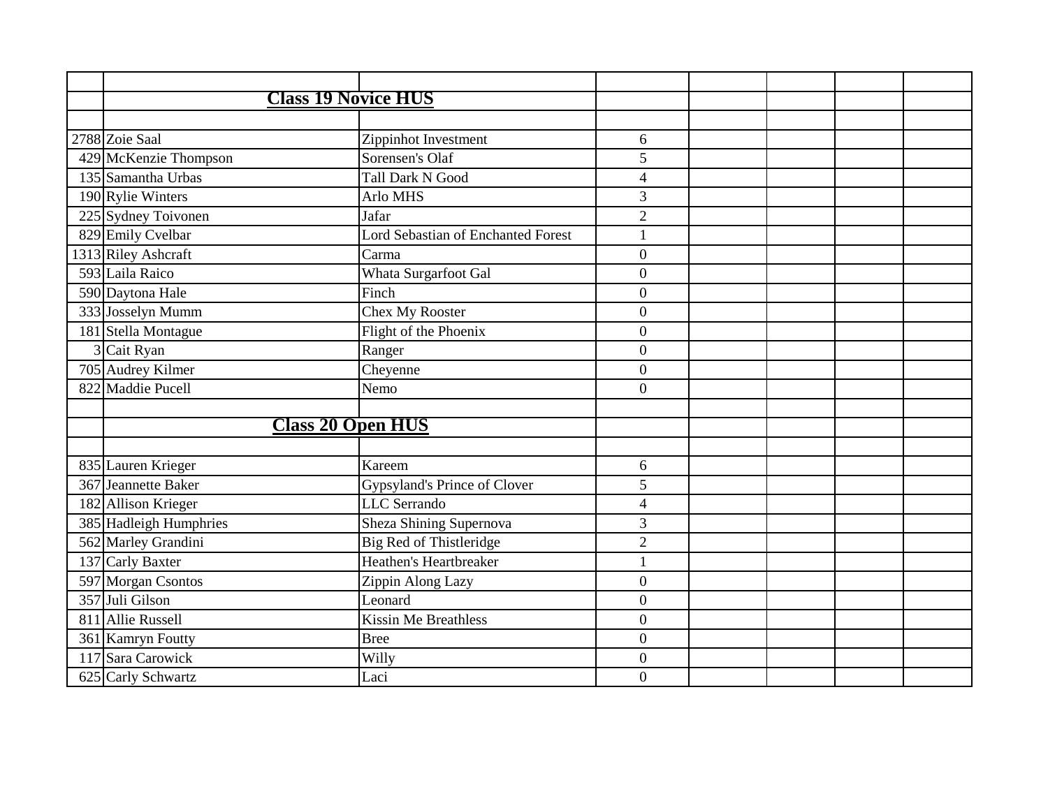| | | | | | | | |
|---|---|---|---|---|---|---|---|
| | **Class 19 Novice HUS** | | | | | | |
| | | | | | | | |
| 2788 | Zoie Saal | Zippinhot Investment | 6 | | | | |
| 429 | McKenzie Thompson | Sorensen's Olaf | 5 | | | | |
| 135 | Samantha Urbas | Tall Dark N Good | 4 | | | | |
| 190 | Rylie Winters | Arlo MHS | 3 | | | | |
| 225 | Sydney Toivonen | Jafar | 2 | | | | |
| 829 | Emily Cvelbar | Lord Sebastian of Enchanted Forest | 1 | | | | |
| 1313 | Riley Ashcraft | Carma | 0 | | | | |
| 593 | Laila Raico | Whata Surgarfoot Gal | 0 | | | | |
| 590 | Daytona Hale | Finch | 0 | | | | |
| 333 | Josselyn Mumm | Chex My Rooster | 0 | | | | |
| 181 | Stella Montague | Flight of the Phoenix | 0 | | | | |
| 3 | Cait Ryan | Ranger | 0 | | | | |
| 705 | Audrey Kilmer | Cheyenne | 0 | | | | |
| 822 | Maddie Pucell | Nemo | 0 | | | | |
| | | | | | | | |
| | **Class 20 Open HUS** | | | | | | |
| | | | | | | | |
| 835 | Lauren Krieger | Kareem | 6 | | | | |
| 367 | Jeannette Baker | Gypsyland's Prince of Clover | 5 | | | | |
| 182 | Allison Krieger | LLC Serrando | 4 | | | | |
| 385 | Hadleigh Humphries | Sheza Shining Supernova | 3 | | | | |
| 562 | Marley Grandini | Big Red of Thistleridge | 2 | | | | |
| 137 | Carly Baxter | Heathen's Heartbreaker | 1 | | | | |
| 597 | Morgan Csontos | Zippin Along Lazy | 0 | | | | |
| 357 | Juli Gilson | Leonard | 0 | | | | |
| 811 | Allie Russell | Kissin Me Breathless | 0 | | | | |
| 361 | Kamryn Foutty | Bree | 0 | | | | |
| 117 | Sara Carowick | Willy | 0 | | | | |
| 625 | Carly Schwartz | Laci | 0 | | | | |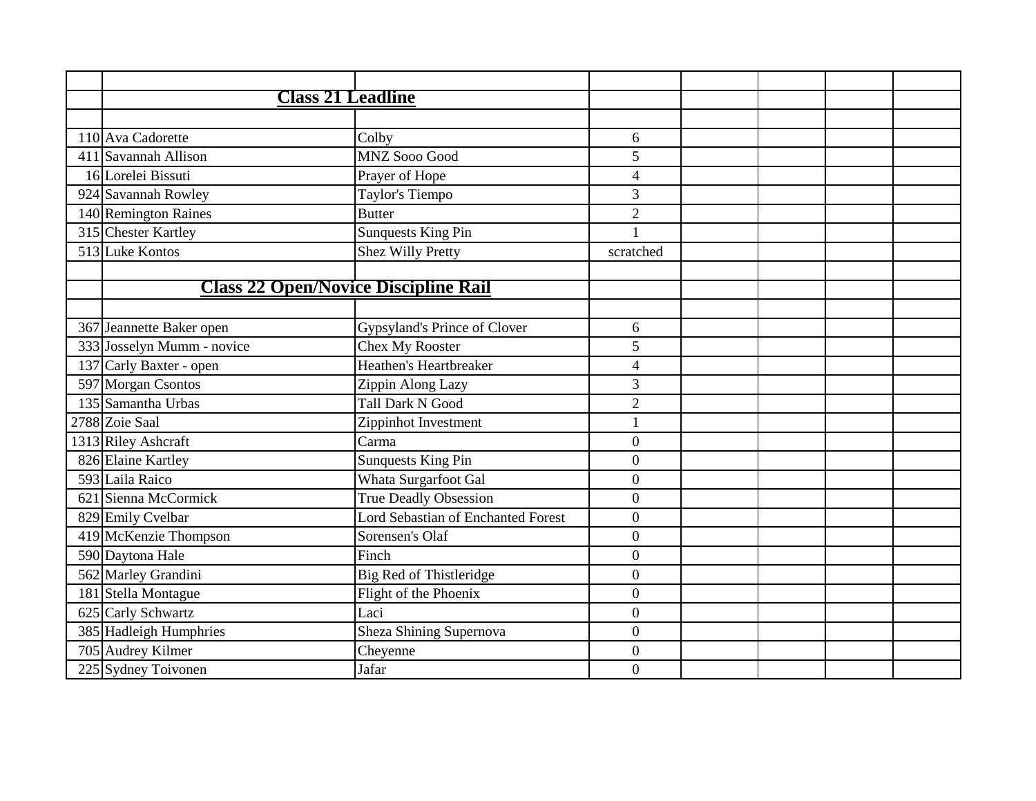| | | | | | | | |
|---|---|---|---|---|---|---|---|
| | | | | | | | |
| | **Class 21 Leadline** | | | | | | |
| | | | | | | | |
| 110 | Ava Cadorette | Colby | 6 | | | | |
| 411 | Savannah Allison | MNZ Sooo Good | 5 | | | | |
| 16 | Lorelei Bissuti | Prayer of Hope | 4 | | | | |
| 924 | Savannah Rowley | Taylor's Tiempo | 3 | | | | |
| 140 | Remington Raines | Butter | 2 | | | | |
| 315 | Chester Kartley | Sunquests King Pin | 1 | | | | |
| 513 | Luke Kontos | Shez Willy Pretty | scratched | | | | |
| | | | | | | | |
| | **Class 22 Open/Novice Discipline Rail** | | | | | | |
| | | | | | | | |
| 367 | Jeannette Baker open | Gypsyland's Prince of Clover | 6 | | | | |
| 333 | Josselyn Mumm - novice | Chex My Rooster | 5 | | | | |
| 137 | Carly Baxter - open | Heathen's Heartbreaker | 4 | | | | |
| 597 | Morgan Csontos | Zippin Along Lazy | 3 | | | | |
| 135 | Samantha Urbas | Tall Dark N Good | 2 | | | | |
| 2788 | Zoie Saal | Zippinhot Investment | 1 | | | | |
| 1313 | Riley Ashcraft | Carma | 0 | | | | |
| 826 | Elaine Kartley | Sunquests King Pin | 0 | | | | |
| 593 | Laila Raico | Whata Surgarfoot Gal | 0 | | | | |
| 621 | Sienna McCormick | True Deadly Obsession | 0 | | | | |
| 829 | Emily Cvelbar | Lord Sebastian of Enchanted Forest | 0 | | | | |
| 419 | McKenzie Thompson | Sorensen's Olaf | 0 | | | | |
| 590 | Daytona Hale | Finch | 0 | | | | |
| 562 | Marley Grandini | Big Red of Thistleridge | 0 | | | | |
| 181 | Stella Montague | Flight of the Phoenix | 0 | | | | |
| 625 | Carly Schwartz | Laci | 0 | | | | |
| 385 | Hadleigh Humphries | Sheza Shining Supernova | 0 | | | | |
| 705 | Audrey Kilmer | Cheyenne | 0 | | | | |
| 225 | Sydney Toivonen | Jafar | 0 | | | | |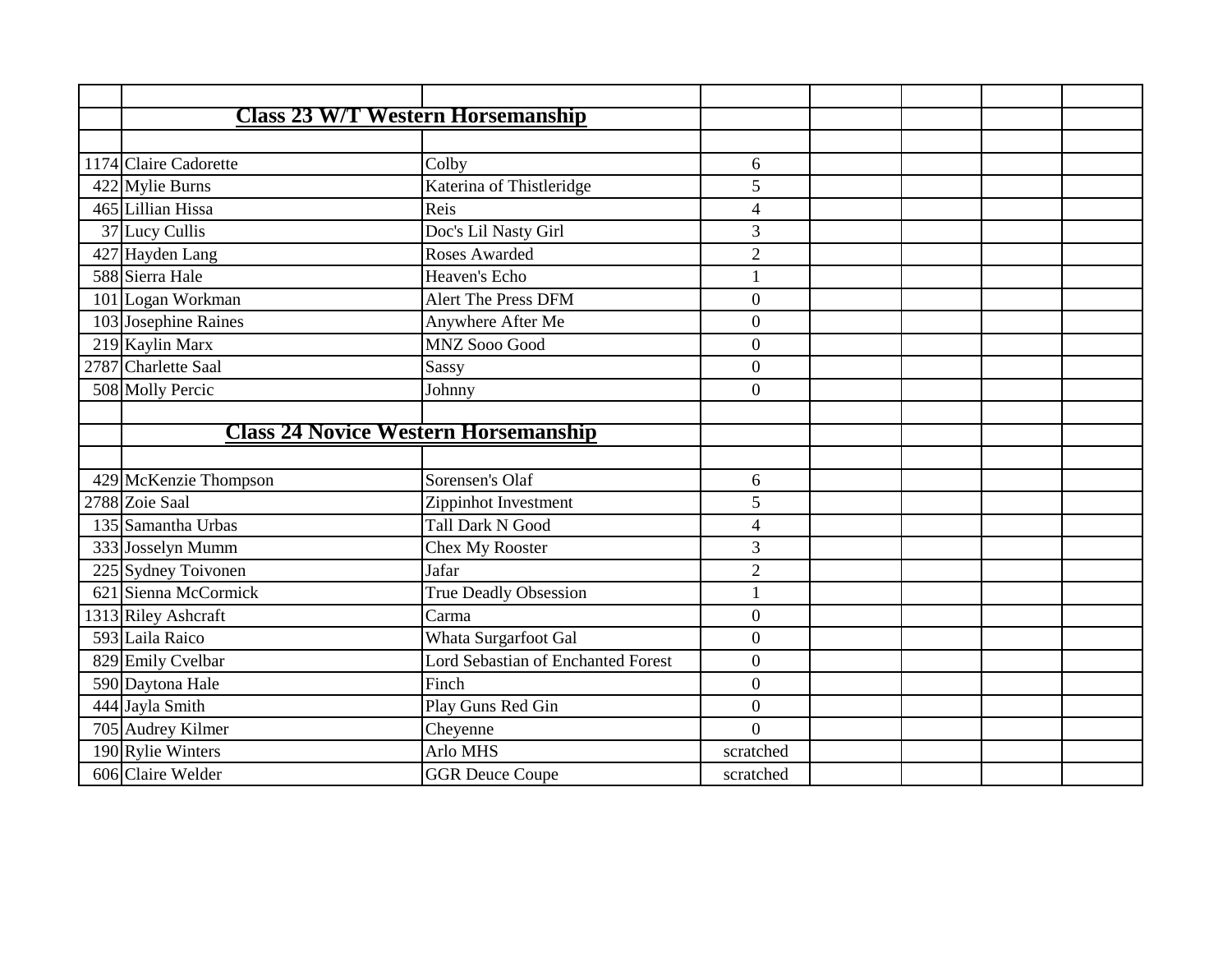## Class 23 W/T Western Horsemanship

| | | | | | | | |
|---|---|---|---|---|---|---|---|
| 1174 | Claire Cadorette | Colby | 6 | | | | |
| 422 | Mylie Burns | Katerina of Thistleridge | 5 | | | | |
| 465 | Lillian Hissa | Reis | 4 | | | | |
| 37 | Lucy Cullis | Doc's Lil Nasty Girl | 3 | | | | |
| 427 | Hayden Lang | Roses Awarded | 2 | | | | |
| 588 | Sierra Hale | Heaven's Echo | 1 | | | | |
| 101 | Logan Workman | Alert The Press DFM | 0 | | | | |
| 103 | Josephine Raines | Anywhere After Me | 0 | | | | |
| 219 | Kaylin Marx | MNZ Sooo Good | 0 | | | | |
| 2787 | Charlette Saal | Sassy | 0 | | | | |
| 508 | Molly Percic | Johnny | 0 | | | | |

## Class 24 Novice Western Horsemanship

| | | | | | | | |
|---|---|---|---|---|---|---|---|
| 429 | McKenzie Thompson | Sorensen's Olaf | 6 | | | | |
| 2788 | Zoie Saal | Zippinhot Investment | 5 | | | | |
| 135 | Samantha Urbas | Tall Dark N Good | 4 | | | | |
| 333 | Josselyn Mumm | Chex My Rooster | 3 | | | | |
| 225 | Sydney Toivonen | Jafar | 2 | | | | |
| 621 | Sienna McCormick | True Deadly Obsession | 1 | | | | |
| 1313 | Riley Ashcraft | Carma | 0 | | | | |
| 593 | Laila Raico | Whata Surgarfoot Gal | 0 | | | | |
| 829 | Emily Cvelbar | Lord Sebastian of Enchanted Forest | 0 | | | | |
| 590 | Daytona Hale | Finch | 0 | | | | |
| 444 | Jayla Smith | Play Guns Red Gin | 0 | | | | |
| 705 | Audrey Kilmer | Cheyenne | 0 | | | | |
| 190 | Rylie Winters | Arlo MHS | scratched | | | | |
| 606 | Claire Welder | GGR Deuce Coupe | scratched | | | | |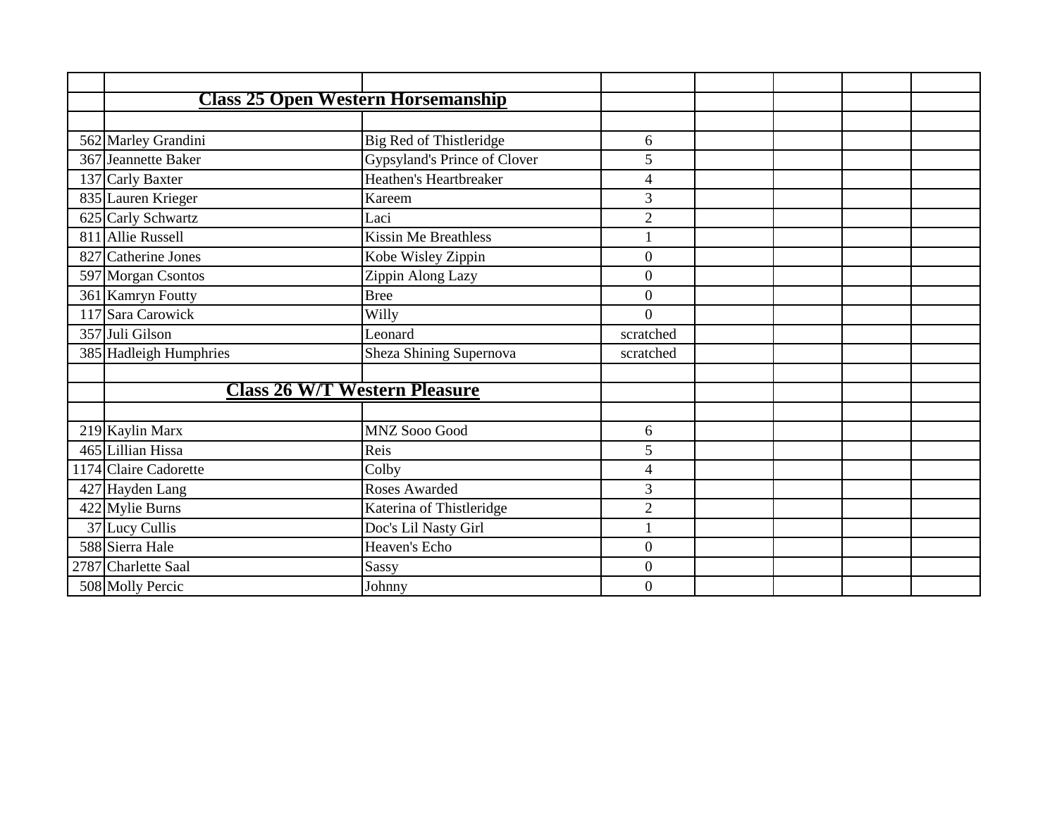| | | | | | | | |
|---|---|---|---|---|---|---|---|
| | **Class 25 Open Western Horsemanship** | | | | | | |
| | | | | | | | |
| 562 | Marley Grandini | Big Red of Thistleridge | 6 | | | | |
| 367 | Jeannette Baker | Gypsyland's Prince of Clover | 5 | | | | |
| 137 | Carly Baxter | Heathen's Heartbreaker | 4 | | | | |
| 835 | Lauren Krieger | Kareem | 3 | | | | |
| 625 | Carly Schwartz | Laci | 2 | | | | |
| 811 | Allie Russell | Kissin Me Breathless | 1 | | | | |
| 827 | Catherine Jones | Kobe Wisley Zippin | 0 | | | | |
| 597 | Morgan Csontos | Zippin Along Lazy | 0 | | | | |
| 361 | Kamryn Foutty | Bree | 0 | | | | |
| 117 | Sara Carowick | Willy | 0 | | | | |
| 357 | Juli Gilson | Leonard | scratched | | | | |
| 385 | Hadleigh Humphries | Sheza Shining Supernova | scratched | | | | |
| | | | | | | | |
| | **Class 26 W/T Western Pleasure** | | | | | | |
| | | | | | | | |
| 219 | Kaylin Marx | MNZ Sooo Good | 6 | | | | |
| 465 | Lillian Hissa | Reis | 5 | | | | |
| 1174 | Claire Cadorette | Colby | 4 | | | | |
| 427 | Hayden Lang | Roses Awarded | 3 | | | | |
| 422 | Mylie Burns | Katerina of Thistleridge | 2 | | | | |
| 37 | Lucy Cullis | Doc's Lil Nasty Girl | 1 | | | | |
| 588 | Sierra Hale | Heaven's Echo | 0 | | | | |
| 2787 | Charlette Saal | Sassy | 0 | | | | |
| 508 | Molly Percic | Johnny | 0 | | | | |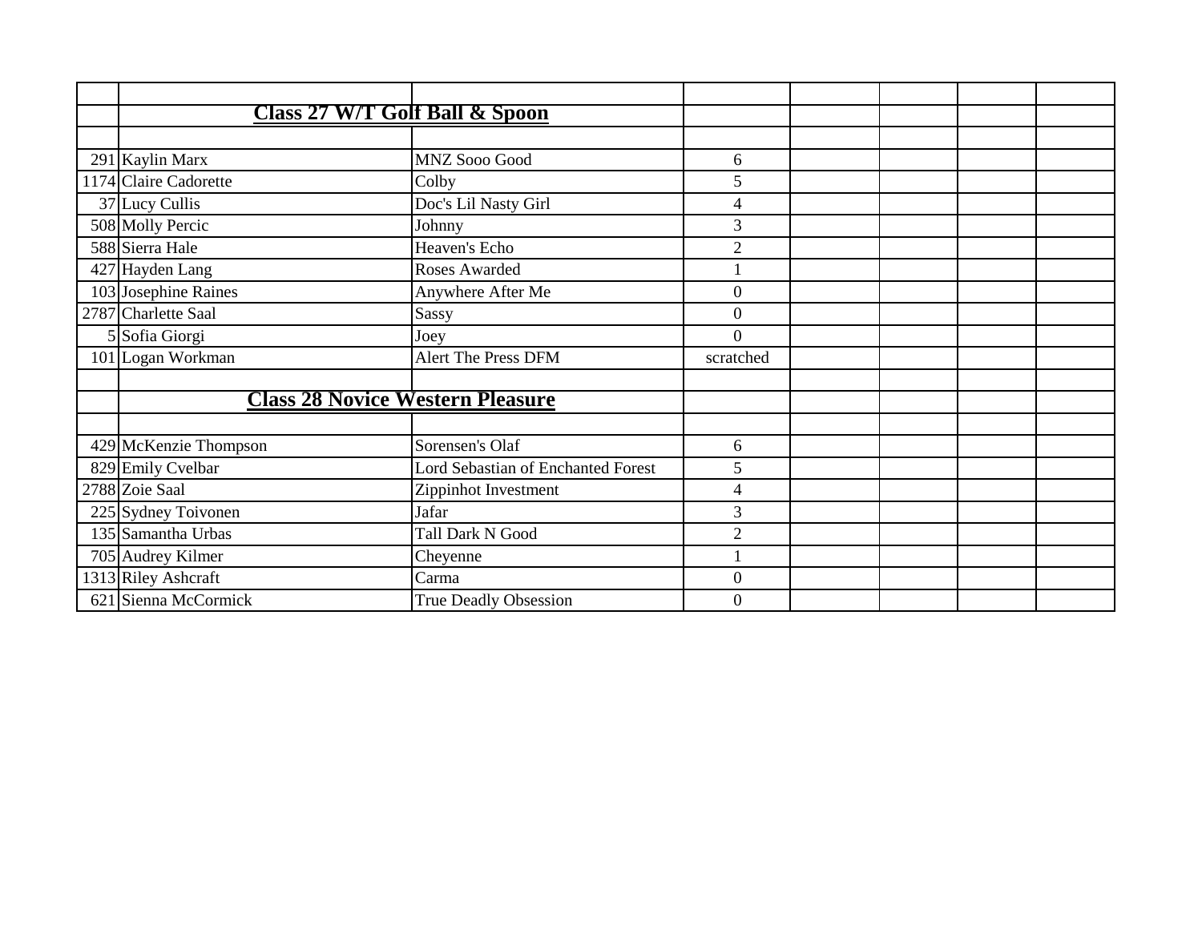## Class 27 W/T Golf Ball & Spoon

| | | | |
|---|---|---|---|
| 291 | Kaylin Marx | MNZ Sooo Good | 6 |
| 1174 | Claire Cadorette | Colby | 5 |
| 37 | Lucy Cullis | Doc's Lil Nasty Girl | 4 |
| 508 | Molly Percic | Johnny | 3 |
| 588 | Sierra Hale | Heaven's Echo | 2 |
| 427 | Hayden Lang | Roses Awarded | 1 |
| 103 | Josephine Raines | Anywhere After Me | 0 |
| 2787 | Charlette Saal | Sassy | 0 |
| 5 | Sofia Giorgi | Joey | 0 |
| 101 | Logan Workman | Alert The Press DFM | scratched |

## Class 28 Novice Western Pleasure

| | | | |
|---|---|---|---|
| 429 | McKenzie Thompson | Sorensen's Olaf | 6 |
| 829 | Emily Cvelbar | Lord Sebastian of Enchanted Forest | 5 |
| 2788 | Zoie Saal | Zippinhot Investment | 4 |
| 225 | Sydney Toivonen | Jafar | 3 |
| 135 | Samantha Urbas | Tall Dark N Good | 2 |
| 705 | Audrey Kilmer | Cheyenne | 1 |
| 1313 | Riley Ashcraft | Carma | 0 |
| 621 | Sienna McCormick | True Deadly Obsession | 0 |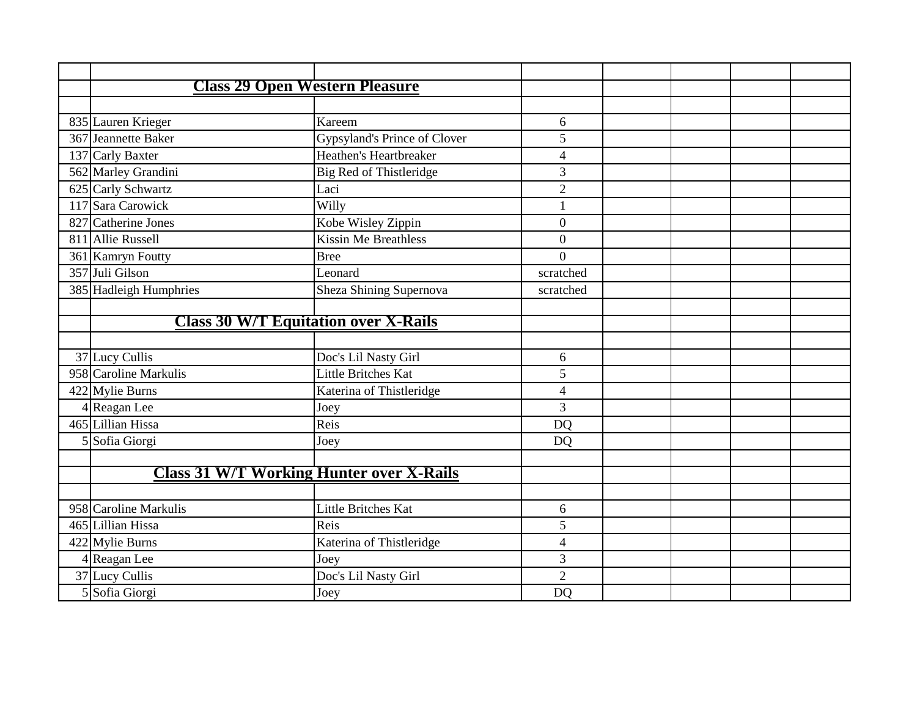| | | | | | | | |
|---|---|---|---|---|---|---|---|
| | **Class 29 Open Western Pleasure** | | | | | | |
| | | | | | | | |
| 835 | Lauren Krieger | Kareem | 6 | | | | |
| 367 | Jeannette Baker | Gypsyland's Prince of Clover | 5 | | | | |
| 137 | Carly Baxter | Heathen's Heartbreaker | 4 | | | | |
| 562 | Marley Grandini | Big Red of Thistleridge | 3 | | | | |
| 625 | Carly Schwartz | Laci | 2 | | | | |
| 117 | Sara Carowick | Willy | 1 | | | | |
| 827 | Catherine Jones | Kobe Wisley Zippin | 0 | | | | |
| 811 | Allie Russell | Kissin Me Breathless | 0 | | | | |
| 361 | Kamryn Foutty | Bree | 0 | | | | |
| 357 | Juli Gilson | Leonard | scratched | | | | |
| 385 | Hadleigh Humphries | Sheza Shining Supernova | scratched | | | | |
| | | | | | | | |
| | **Class 30 W/T Equitation over X-Rails** | | | | | | |
| | | | | | | | |
| 37 | Lucy Cullis | Doc's Lil Nasty Girl | 6 | | | | |
| 958 | Caroline Markulis | Little Britches Kat | 5 | | | | |
| 422 | Mylie Burns | Katerina of Thistleridge | 4 | | | | |
| 4 | Reagan Lee | Joey | 3 | | | | |
| 465 | Lillian Hissa | Reis | DQ | | | | |
| 5 | Sofia Giorgi | Joey | DQ | | | | |
| | | | | | | | |
| | **Class 31 W/T Working Hunter over X-Rails** | | | | | | |
| | | | | | | | |
| 958 | Caroline Markulis | Little Britches Kat | 6 | | | | |
| 465 | Lillian Hissa | Reis | 5 | | | | |
| 422 | Mylie Burns | Katerina of Thistleridge | 4 | | | | |
| 4 | Reagan Lee | Joey | 3 | | | | |
| 37 | Lucy Cullis | Doc's Lil Nasty Girl | 2 | | | | |
| 5 | Sofia Giorgi | Joey | DQ | | | | |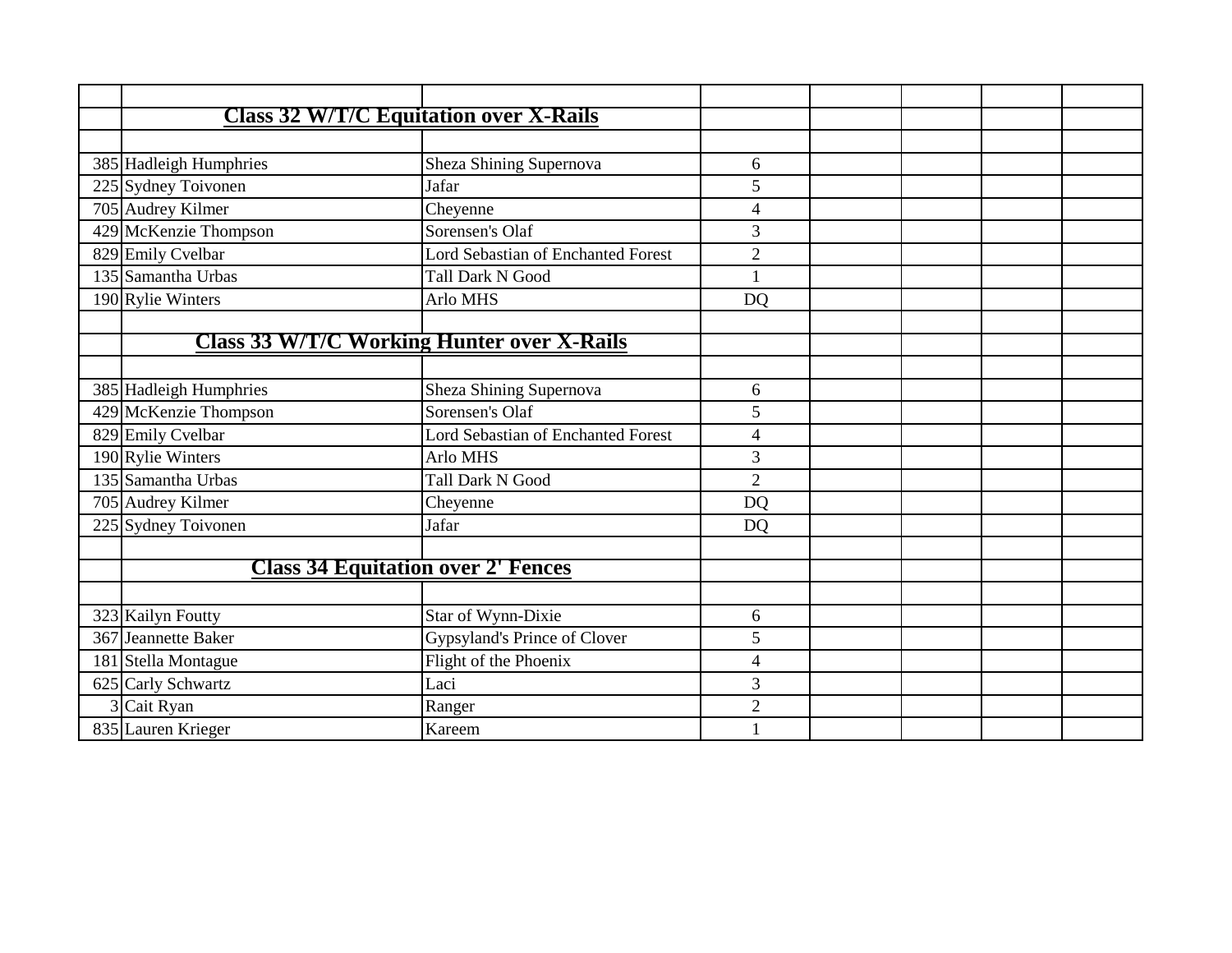| | | | | | | | |
|---|---|---|---|---|---|---|---|
| | **Class 32 W/T/C Equitation over X-Rails** | | | | | | |
| | | | | | | | |
| 385 | Hadleigh Humphries | Sheza Shining Supernova | 6 | | | | |
| 225 | Sydney Toivonen | Jafar | 5 | | | | |
| 705 | Audrey Kilmer | Cheyenne | 4 | | | | |
| 429 | McKenzie Thompson | Sorensen's Olaf | 3 | | | | |
| 829 | Emily Cvelbar | Lord Sebastian of Enchanted Forest | 2 | | | | |
| 135 | Samantha Urbas | Tall Dark N Good | 1 | | | | |
| 190 | Rylie Winters | Arlo MHS | DQ | | | | |
| | | | | | | | |
| | **Class 33 W/T/C Working Hunter over X-Rails** | | | | | | |
| | | | | | | | |
| 385 | Hadleigh Humphries | Sheza Shining Supernova | 6 | | | | |
| 429 | McKenzie Thompson | Sorensen's Olaf | 5 | | | | |
| 829 | Emily Cvelbar | Lord Sebastian of Enchanted Forest | 4 | | | | |
| 190 | Rylie Winters | Arlo MHS | 3 | | | | |
| 135 | Samantha Urbas | Tall Dark N Good | 2 | | | | |
| 705 | Audrey Kilmer | Cheyenne | DQ | | | | |
| 225 | Sydney Toivonen | Jafar | DQ | | | | |
| | | | | | | | |
| | **Class 34 Equitation over 2' Fences** | | | | | | |
| | | | | | | | |
| 323 | Kailyn Foutty | Star of Wynn-Dixie | 6 | | | | |
| 367 | Jeannette Baker | Gypsyland's Prince of Clover | 5 | | | | |
| 181 | Stella Montague | Flight of the Phoenix | 4 | | | | |
| 625 | Carly Schwartz | Laci | 3 | | | | |
| 3 | Cait Ryan | Ranger | 2 | | | | |
| 835 | Lauren Krieger | Kareem | 1 | | | | |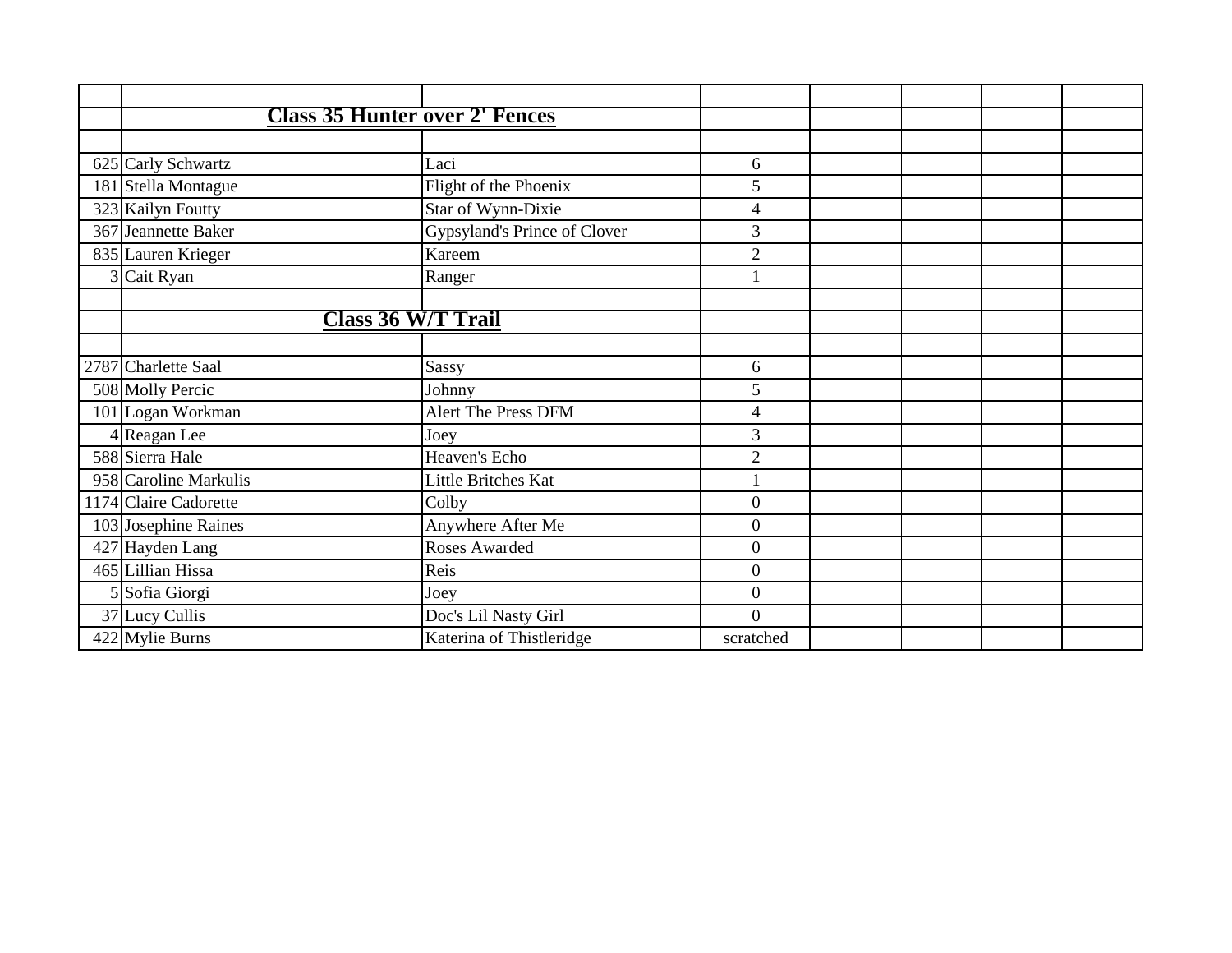| | | | | | | | |
|---|---|---|---|---|---|---|---|
| | **Class 35 Hunter over 2' Fences** | | | | | | |
| | | | | | | | |
| 625 | Carly Schwartz | Laci | 6 | | | | |
| 181 | Stella Montague | Flight of the Phoenix | 5 | | | | |
| 323 | Kailyn Foutty | Star of Wynn-Dixie | 4 | | | | |
| 367 | Jeannette Baker | Gypsyland's Prince of Clover | 3 | | | | |
| 835 | Lauren Krieger | Kareem | 2 | | | | |
| 3 | Cait Ryan | Ranger | 1 | | | | |
| | | | | | | | |
| | **Class 36 W/T Trail** | | | | | | |
| | | | | | | | |
| 2787 | Charlette Saal | Sassy | 6 | | | | |
| 508 | Molly Percic | Johnny | 5 | | | | |
| 101 | Logan Workman | Alert The Press DFM | 4 | | | | |
| 4 | Reagan Lee | Joey | 3 | | | | |
| 588 | Sierra Hale | Heaven's Echo | 2 | | | | |
| 958 | Caroline Markulis | Little Britches Kat | 1 | | | | |
| 1174 | Claire Cadorette | Colby | 0 | | | | |
| 103 | Josephine Raines | Anywhere After Me | 0 | | | | |
| 427 | Hayden Lang | Roses Awarded | 0 | | | | |
| 465 | Lillian Hissa | Reis | 0 | | | | |
| 5 | Sofia Giorgi | Joey | 0 | | | | |
| 37 | Lucy Cullis | Doc's Lil Nasty Girl | 0 | | | | |
| 422 | Mylie Burns | Katerina of Thistleridge | scratched | | | | |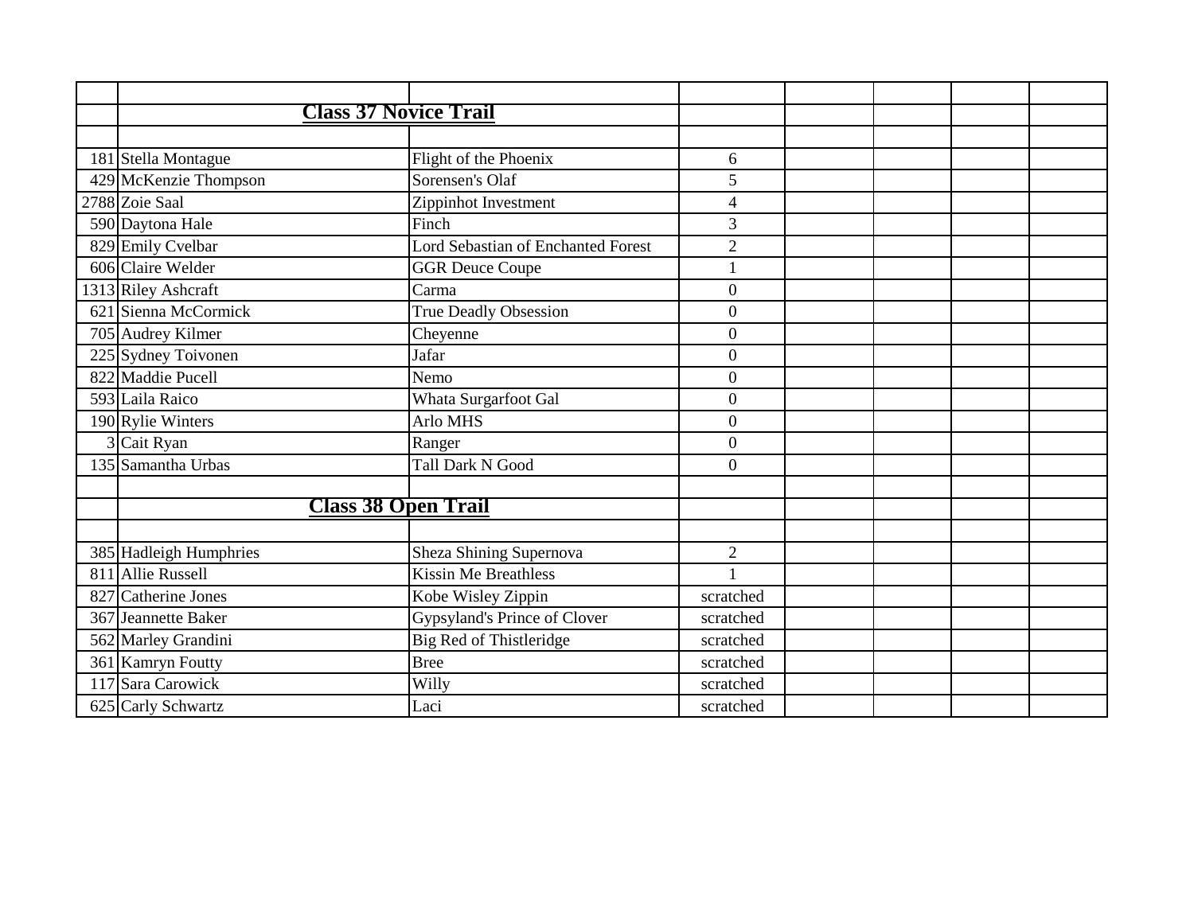| | | | | | | | |
|---|---|---|---|---|---|---|---|
| | **Class 37 Novice Trail** | | | | | | |
| | | | | | | | |
| 181 | Stella Montague | Flight of the Phoenix | 6 | | | | |
| 429 | McKenzie Thompson | Sorensen's Olaf | 5 | | | | |
| 2788 | Zoie Saal | Zippinhot Investment | 4 | | | | |
| 590 | Daytona Hale | Finch | 3 | | | | |
| 829 | Emily Cvelbar | Lord Sebastian of Enchanted Forest | 2 | | | | |
| 606 | Claire Welder | GGR Deuce Coupe | 1 | | | | |
| 1313 | Riley Ashcraft | Carma | 0 | | | | |
| 621 | Sienna McCormick | True Deadly Obsession | 0 | | | | |
| 705 | Audrey Kilmer | Cheyenne | 0 | | | | |
| 225 | Sydney Toivonen | Jafar | 0 | | | | |
| 822 | Maddie Pucell | Nemo | 0 | | | | |
| 593 | Laila Raico | Whata Surgarfoot Gal | 0 | | | | |
| 190 | Rylie Winters | Arlo MHS | 0 | | | | |
| 3 | Cait Ryan | Ranger | 0 | | | | |
| 135 | Samantha Urbas | Tall Dark N Good | 0 | | | | |
| | | | | | | | |
| | **Class 38 Open Trail** | | | | | | |
| | | | | | | | |
| 385 | Hadleigh Humphries | Sheza Shining Supernova | 2 | | | | |
| 811 | Allie Russell | Kissin Me Breathless | 1 | | | | |
| 827 | Catherine Jones | Kobe Wisley Zippin | scratched | | | | |
| 367 | Jeannette Baker | Gypsyland's Prince of Clover | scratched | | | | |
| 562 | Marley Grandini | Big Red of Thistleridge | scratched | | | | |
| 361 | Kamryn Foutty | Bree | scratched | | | | |
| 117 | Sara Carowick | Willy | scratched | | | | |
| 625 | Carly Schwartz | Laci | scratched | | | | |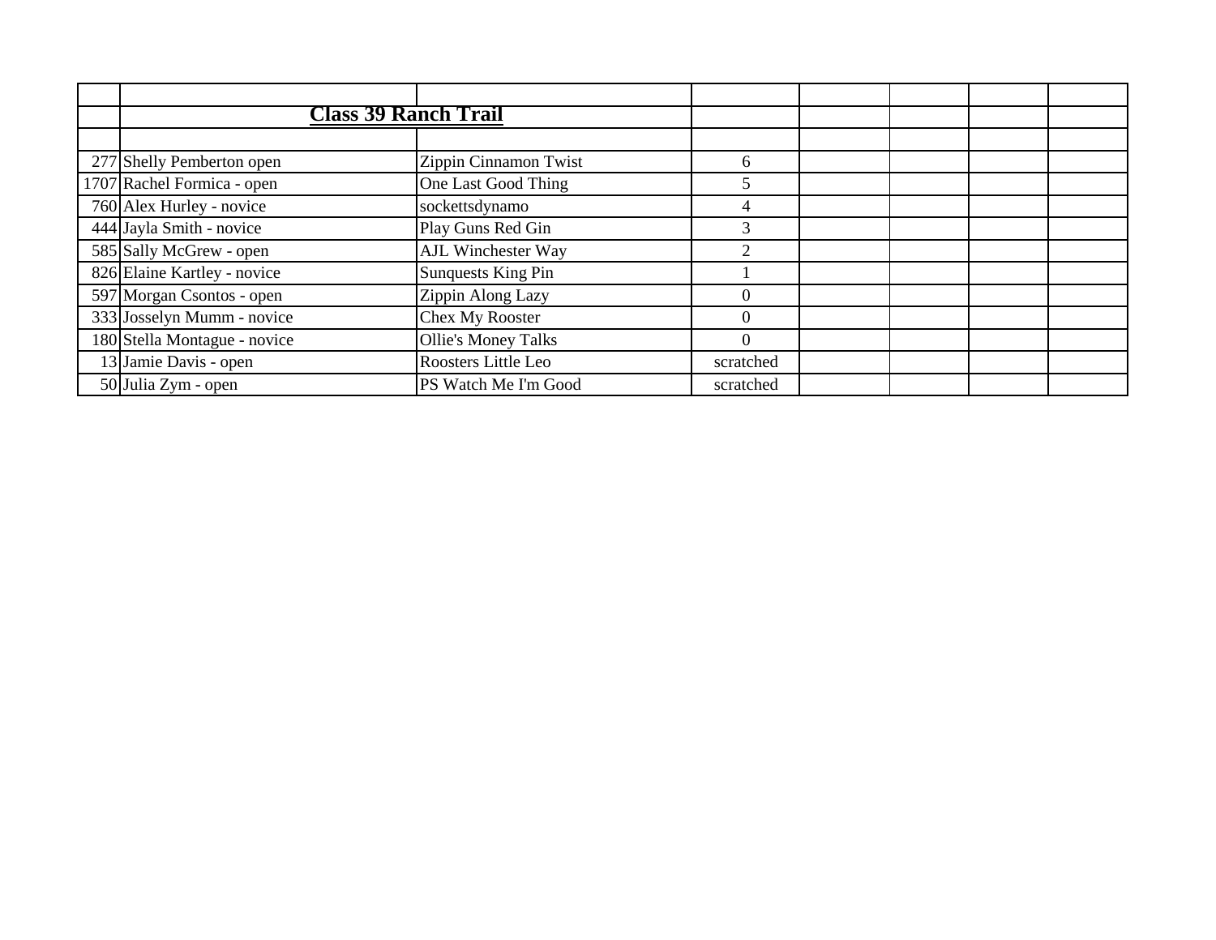| | | | | | | | |
|---|---|---|---|---|---|---|---|
| | | | | | | | |
| | **Class 39 Ranch Trail** | | | | | | |
| | | | | | | | |
| 277 | Shelly Pemberton open | Zippin Cinnamon Twist | 6 | | | | |
| 1707 | Rachel Formica - open | One Last Good Thing | 5 | | | | |
| 760 | Alex Hurley - novice | sockettsdynamo | 4 | | | | |
| 444 | Jayla Smith - novice | Play Guns Red Gin | 3 | | | | |
| 585 | Sally McGrew - open | AJL Winchester Way | 2 | | | | |
| 826 | Elaine Kartley - novice | Sunquests King Pin | 1 | | | | |
| 597 | Morgan Csontos - open | Zippin Along Lazy | 0 | | | | |
| 333 | Josselyn Mumm - novice | Chex My Rooster | 0 | | | | |
| 180 | Stella Montague - novice | Ollie's Money Talks | 0 | | | | |
| 13 | Jamie Davis - open | Roosters Little Leo | scratched | | | | |
| 50 | Julia Zym - open | PS Watch Me I'm Good | scratched | | | | |